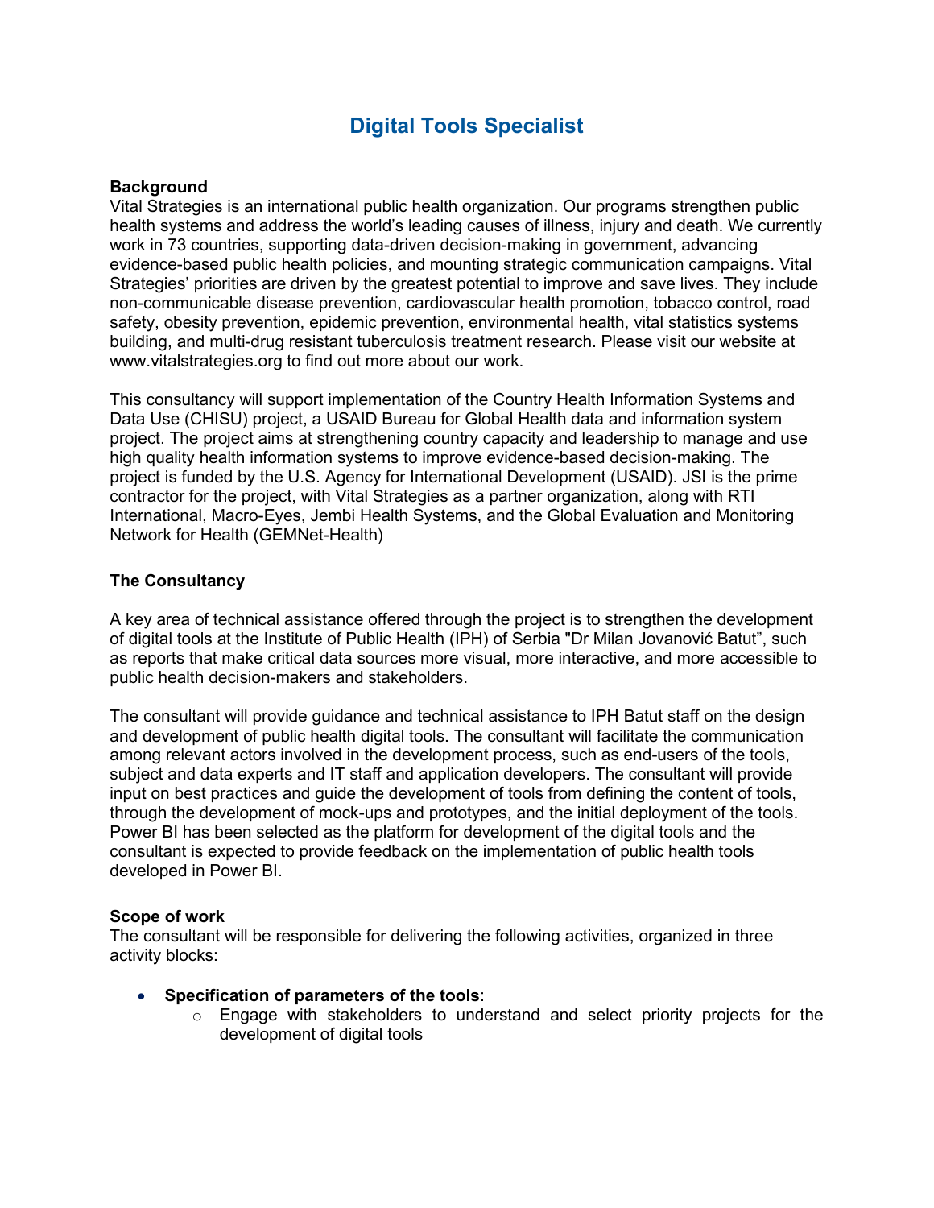# Digital Tools Specialist

**Background**
Vital Strategies is an international public health organization. Our programs strengthen public health systems and address the world's leading causes of illness, injury and death. We currently work in 73 countries, supporting data-driven decision-making in government, advancing evidence-based public health policies, and mounting strategic communication campaigns. Vital Strategies' priorities are driven by the greatest potential to improve and save lives. They include non-communicable disease prevention, cardiovascular health promotion, tobacco control, road safety, obesity prevention, epidemic prevention, environmental health, vital statistics systems building, and multi-drug resistant tuberculosis treatment research. Please visit our website at www.vitalstrategies.org to find out more about our work.

This consultancy will support implementation of the Country Health Information Systems and Data Use (CHISU) project, a USAID Bureau for Global Health data and information system project. The project aims at strengthening country capacity and leadership to manage and use high quality health information systems to improve evidence-based decision-making. The project is funded by the U.S. Agency for International Development (USAID). JSI is the prime contractor for the project, with Vital Strategies as a partner organization, along with RTI International, Macro-Eyes, Jembi Health Systems, and the Global Evaluation and Monitoring Network for Health (GEMNet-Health)

**The Consultancy**

A key area of technical assistance offered through the project is to strengthen the development of digital tools at the Institute of Public Health (IPH) of Serbia "Dr Milan Jovanović Batut", such as reports that make critical data sources more visual, more interactive, and more accessible to public health decision-makers and stakeholders.

The consultant will provide guidance and technical assistance to IPH Batut staff on the design and development of public health digital tools. The consultant will facilitate the communication among relevant actors involved in the development process, such as end-users of the tools, subject and data experts and IT staff and application developers. The consultant will provide input on best practices and guide the development of tools from defining the content of tools, through the development of mock-ups and prototypes, and the initial deployment of the tools. Power BI has been selected as the platform for development of the digital tools and the consultant is expected to provide feedback on the implementation of public health tools developed in Power BI.

**Scope of work**
The consultant will be responsible for delivering the following activities, organized in three activity blocks:

- **Specification of parameters of the tools**:
  - Engage with stakeholders to understand and select priority projects for the development of digital tools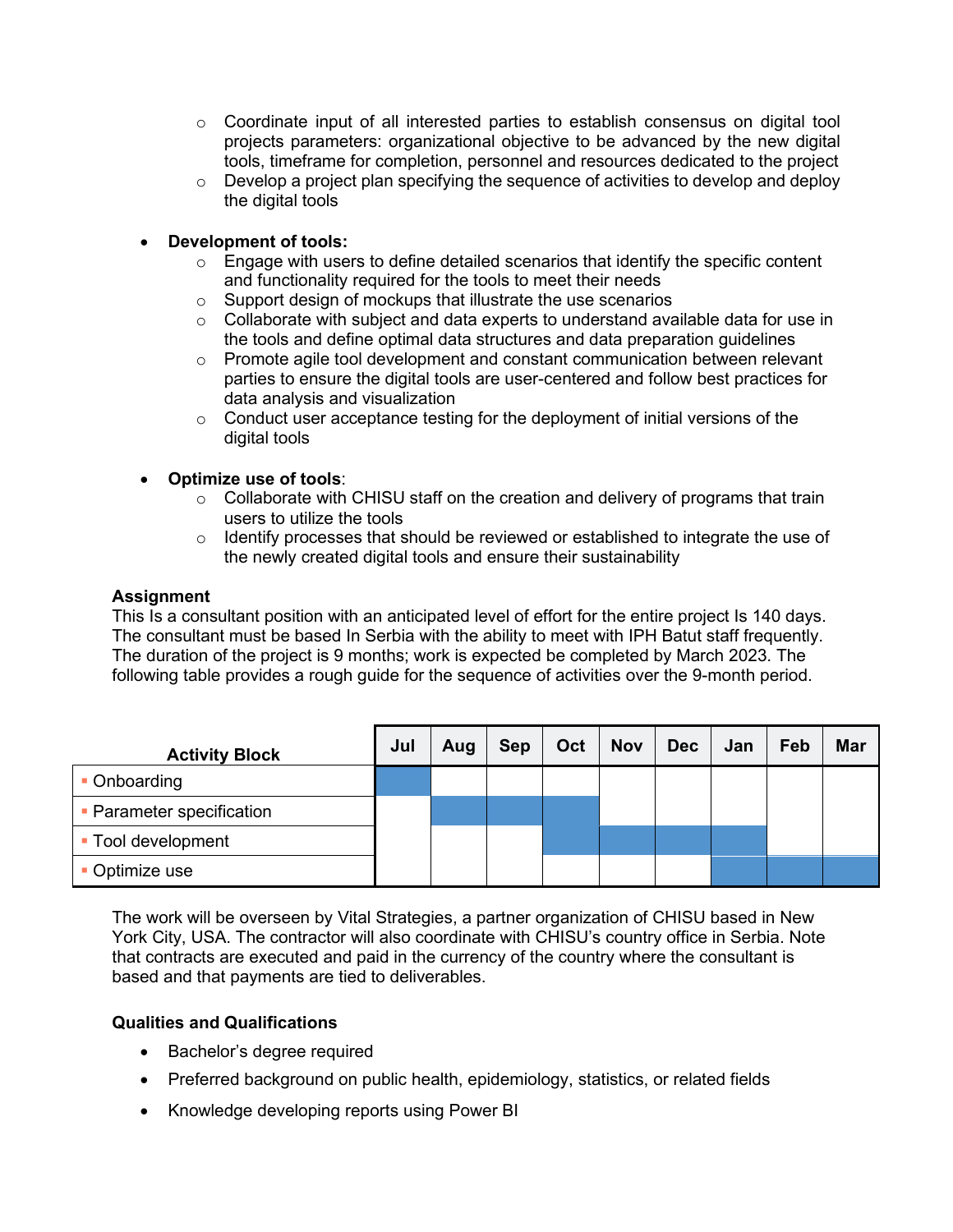- Coordinate input of all interested parties to establish consensus on digital tool projects parameters: organizational objective to be advanced by the new digital tools, timeframe for completion, personnel and resources dedicated to the project
  - Develop a project plan specifying the sequence of activities to develop and deploy the digital tools

- **Development of tools:**
  - Engage with users to define detailed scenarios that identify the specific content and functionality required for the tools to meet their needs
  - Support design of mockups that illustrate the use scenarios
  - Collaborate with subject and data experts to understand available data for use in the tools and define optimal data structures and data preparation guidelines
  - Promote agile tool development and constant communication between relevant parties to ensure the digital tools are user-centered and follow best practices for data analysis and visualization
  - Conduct user acceptance testing for the deployment of initial versions of the digital tools

- **Optimize use of tools**:
  - Collaborate with CHISU staff on the creation and delivery of programs that train users to utilize the tools
  - Identify processes that should be reviewed or established to integrate the use of the newly created digital tools and ensure their sustainability

**Assignment**

This Is a consultant position with an anticipated level of effort for the entire project Is 140 days. The consultant must be based In Serbia with the ability to meet with IPH Batut staff frequently. The duration of the project is 9 months; work is expected be completed by March 2023. The following table provides a rough guide for the sequence of activities over the 9-month period.

| Activity Block | Jul | Aug | Sep | Oct | Nov | Dec | Jan | Feb | Mar |
|---|---|---|---|---|---|---|---|---|---|
| Onboarding | ■ | | | | | | | | |
| Parameter specification | | ■ | ■ | ■ | | | | | |
| Tool development | | | | ■ | ■ | ■ | ■ | | |
| Optimize use | | | | | | | ■ | ■ | ■ |

The work will be overseen by Vital Strategies, a partner organization of CHISU based in New York City, USA. The contractor will also coordinate with CHISU's country office in Serbia. Note that contracts are executed and paid in the currency of the country where the consultant is based and that payments are tied to deliverables.

**Qualities and Qualifications**

- Bachelor's degree required
- Preferred background on public health, epidemiology, statistics, or related fields
- Knowledge developing reports using Power BI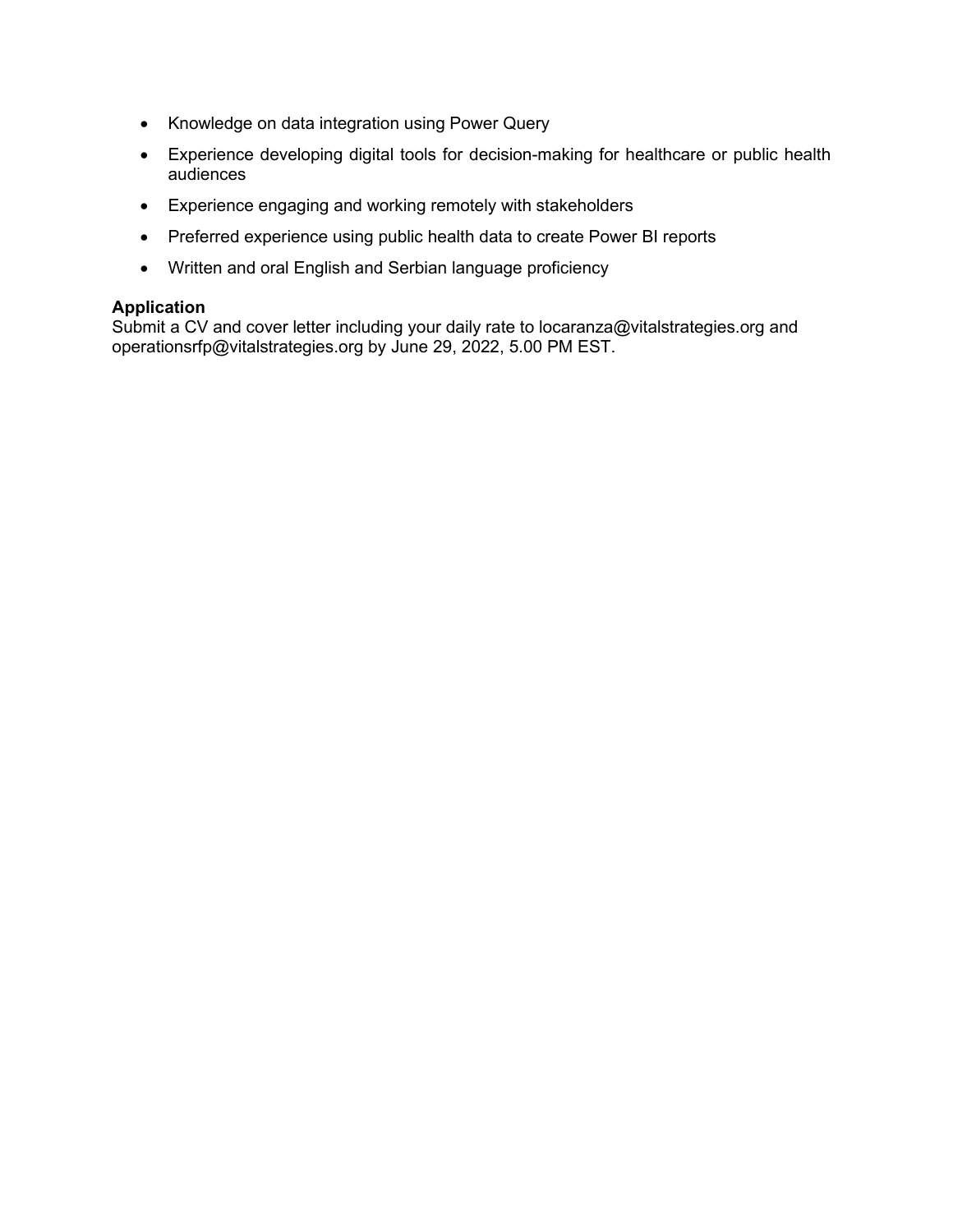- Knowledge on data integration using Power Query
- Experience developing digital tools for decision-making for healthcare or public health audiences
- Experience engaging and working remotely with stakeholders
- Preferred experience using public health data to create Power BI reports
- Written and oral English and Serbian language proficiency

**Application**
Submit a CV and cover letter including your daily rate to locaranza@vitalstrategies.org and operationsrfp@vitalstrategies.org by June 29, 2022, 5.00 PM EST.